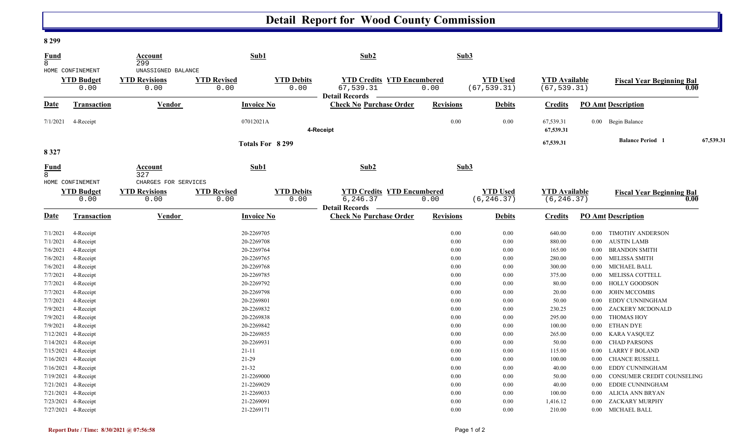# Detail Report for Wood County Commission

**8 299**

| Fund | Account | Sub1 | Sub2 | Sub3 |
|---|---|---|---|---|
| 8 | 299 | | | |
| HOME CONFINEMENT | UNASSIGNED BALANCE | | | |

| YTD Budget | YTD Revisions | YTD Revised | YTD Debits | YTD Credits | YTD Encumbered | YTD Used | YTD Available | Fiscal Year Beginning Bal |
|---|---|---|---|---|---|---|---|---|
| 0.00 | 0.00 | 0.00 | 0.00 | 67,539.31 | 0.00 | (67,539.31) | (67,539.31) | 0.00 |

**Detail Records**

| Date | Transaction | Vendor | Invoice No | Check No | Purchase Order | Revisions | Debits | Credits | PO Amt | Description |
|---|---|---|---|---|---|---|---|---|---|---|
| 7/1/2021 | 4-Receipt | | 07012021A | | | 0.00 | 0.00 | 67,539.31 | 0.00 | Begin Balance |
| | | | | 4-Receipt | | | | 67,539.31 | | |
| | | | Totals For 8 299 | | | | | 67,539.31 | | Balance Period 1 67,539.31 |

**8 327**

| Fund | Account | Sub1 | Sub2 | Sub3 |
|---|---|---|---|---|
| 8 | 327 | | | |
| HOME CONFINEMENT | CHARGES FOR SERVICES | | | |

| YTD Budget | YTD Revisions | YTD Revised | YTD Debits | YTD Credits | YTD Encumbered | YTD Used | YTD Available | Fiscal Year Beginning Bal |
|---|---|---|---|---|---|---|---|---|
| 0.00 | 0.00 | 0.00 | 0.00 | 6,246.37 | 0.00 | (6,246.37) | (6,246.37) | 0.00 |

**Detail Records**

| Date | Transaction | Vendor | Invoice No | Check No | Purchase Order | Revisions | Debits | Credits | PO Amt | Description |
|---|---|---|---|---|---|---|---|---|---|---|
| 7/1/2021 | 4-Receipt | | 20-2269705 | | | 0.00 | 0.00 | 640.00 | 0.00 | TIMOTHY ANDERSON |
| 7/1/2021 | 4-Receipt | | 20-2269708 | | | 0.00 | 0.00 | 880.00 | 0.00 | AUSTIN LAMB |
| 7/6/2021 | 4-Receipt | | 20-2269764 | | | 0.00 | 0.00 | 165.00 | 0.00 | BRANDON SMITH |
| 7/6/2021 | 4-Receipt | | 20-2269765 | | | 0.00 | 0.00 | 280.00 | 0.00 | MELISSA SMITH |
| 7/6/2021 | 4-Receipt | | 20-2269768 | | | 0.00 | 0.00 | 300.00 | 0.00 | MICHAEL BALL |
| 7/7/2021 | 4-Receipt | | 20-2269785 | | | 0.00 | 0.00 | 375.00 | 0.00 | MELISSA COTTELL |
| 7/7/2021 | 4-Receipt | | 20-2269792 | | | 0.00 | 0.00 | 80.00 | 0.00 | HOLLY GOODSON |
| 7/7/2021 | 4-Receipt | | 20-2269798 | | | 0.00 | 0.00 | 20.00 | 0.00 | JOHN MCCOMBS |
| 7/7/2021 | 4-Receipt | | 20-2269801 | | | 0.00 | 0.00 | 50.00 | 0.00 | EDDY CUNNINGHAM |
| 7/9/2021 | 4-Receipt | | 20-2269832 | | | 0.00 | 0.00 | 230.25 | 0.00 | ZACKERY MCDONALD |
| 7/9/2021 | 4-Receipt | | 20-2269838 | | | 0.00 | 0.00 | 295.00 | 0.00 | THOMAS HOY |
| 7/9/2021 | 4-Receipt | | 20-2269842 | | | 0.00 | 0.00 | 100.00 | 0.00 | ETHAN DYE |
| 7/12/2021 | 4-Receipt | | 20-2269855 | | | 0.00 | 0.00 | 265.00 | 0.00 | KARA VASQUEZ |
| 7/14/2021 | 4-Receipt | | 20-2269931 | | | 0.00 | 0.00 | 50.00 | 0.00 | CHAD PARSONS |
| 7/15/2021 | 4-Receipt | | 21-11 | | | 0.00 | 0.00 | 115.00 | 0.00 | LARRY F BOLAND |
| 7/16/2021 | 4-Receipt | | 21-29 | | | 0.00 | 0.00 | 100.00 | 0.00 | CHANCE RUSSELL |
| 7/16/2021 | 4-Receipt | | 21-32 | | | 0.00 | 0.00 | 40.00 | 0.00 | EDDY CUNNINGHAM |
| 7/19/2021 | 4-Receipt | | 21-2269000 | | | 0.00 | 0.00 | 50.00 | 0.00 | CONSUMER CREDIT COUNSELING |
| 7/21/2021 | 4-Receipt | | 21-2269029 | | | 0.00 | 0.00 | 40.00 | 0.00 | EDDIE CUNNINGHAM |
| 7/21/2021 | 4-Receipt | | 21-2269033 | | | 0.00 | 0.00 | 100.00 | 0.00 | ALICIA ANN BRYAN |
| 7/23/2021 | 4-Receipt | | 21-2269091 | | | 0.00 | 0.00 | 1,416.12 | 0.00 | ZACKARY MURPHY |
| 7/27/2021 | 4-Receipt | | 21-2269171 | | | 0.00 | 0.00 | 210.00 | 0.00 | MICHAEL BALL |

**Report Date / Time: 8/30/2021 @ 07:56:58**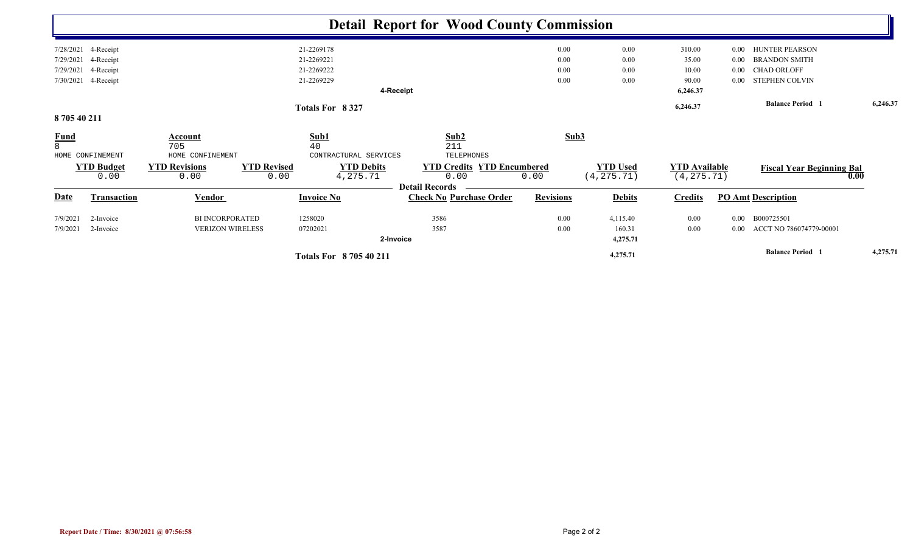# Detail Report for Wood County Commission

| | | | | | | | | |
|---|---|---|---|---|---|---|---|---|
| 7/28/2021 | 4-Receipt | | 21-2269178 | | 0.00 | 0.00 | 310.00 | 0.00 HUNTER PEARSON |
| 7/29/2021 | 4-Receipt | | 21-2269221 | | 0.00 | 0.00 | 35.00 | 0.00 BRANDON SMITH |
| 7/29/2021 | 4-Receipt | | 21-2269222 | | 0.00 | 0.00 | 10.00 | 0.00 CHAD ORLOFF |
| 7/30/2021 | 4-Receipt | | 21-2269229 | | 0.00 | 0.00 | 90.00 | 0.00 STEPHEN COLVIN |
| | | | | 4-Receipt | | | 6,246.37 | |

Totals For 8 327 — 6,246.37 — Balance Period 1 — 6,246.37

**8 705 40 211**

| Fund | Account | Sub1 | Sub2 | Sub3 |
|---|---|---|---|---|
| 8 | 705 | 40 | 211 | |
| HOME CONFINEMENT | HOME CONFINEMENT | CONTRACTUAL SERVICES | TELEPHONES | |

| YTD Budget | YTD Revisions | YTD Revised | YTD Debits | YTD Credits | YTD Encumbered | YTD Used | YTD Available | Fiscal Year Beginning Bal |
|---|---|---|---|---|---|---|---|---|
| 0.00 | 0.00 | 0.00 | 4,275.71 | 0.00 | 0.00 | (4,275.71) | (4,275.71) | 0.00 |

Detail Records

| Date | Transaction | Vendor | Invoice No | Check No | Purchase Order | Revisions | Debits | Credits | PO Amt | Description |
|---|---|---|---|---|---|---|---|---|---|---|
| 7/9/2021 | 2-Invoice | BI INCORPORATED | 1258020 | 3586 | | 0.00 | 4,115.40 | 0.00 | 0.00 | B000725501 |
| 7/9/2021 | 2-Invoice | VERIZON WIRELESS | 07202021 | 3587 | | 0.00 | 160.31 | 0.00 | 0.00 | ACCT NO 786074779-00001 |
| | | | | 2-Invoice | | | 4,275.71 | | | |

Totals For 8 705 40 211 — 4,275.71 — Balance Period 1 — 4,275.71

**Report Date / Time: 8/30/2021 @ 07:56:58**